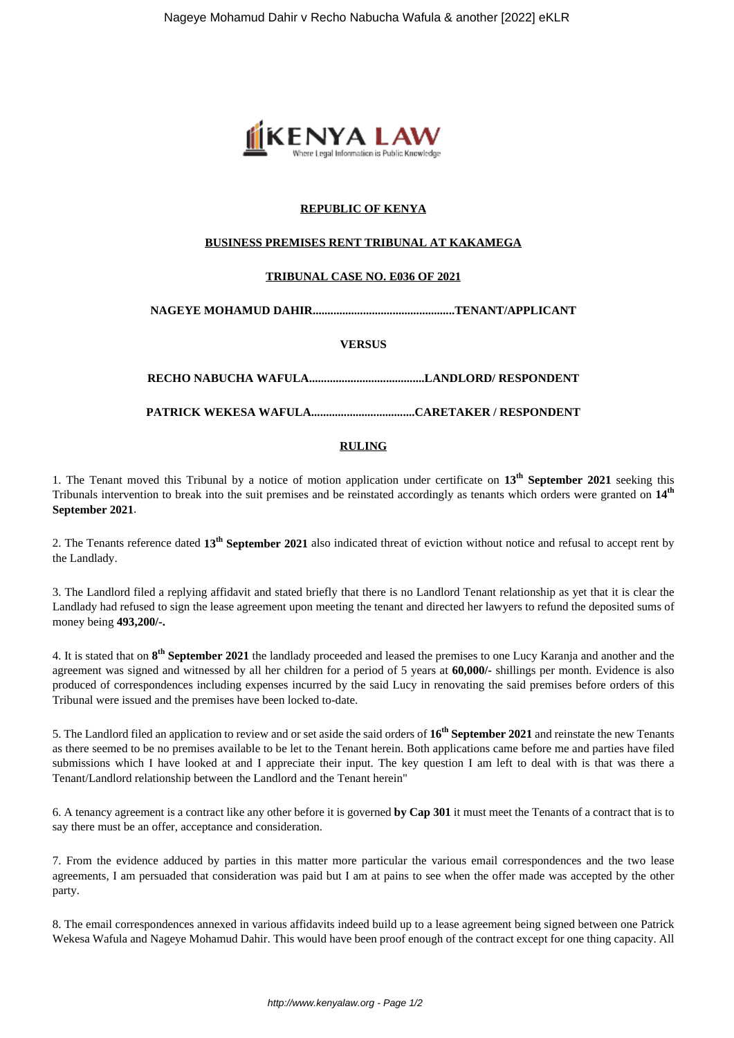**REPUBLIC OF KENYA**

**BUSINESS PREMISES RENT TRIBUNAL AT KAKAMEGA**

**TRIBUNAL CASE NO. E036 OF 2021**

**NAGEYE MOHAMUD DAHIR..............................................TENANT/APPLICANT**

**VERSUS**

**RECHO NABUCHA WAFULA......................................LANDLORD/ RESPONDENT**

**PATRICK WEKESA WAFULA..................................CARETAKER / RESPONDENT**

**RULING**

1. The Tenant moved this Tribunal by a notice of motion application under certificate on **13th September 2021** seeking this Tribunals intervention to break into the suit premises and be reinstated accordingly as tenants which orders were granted on **14th September 2021**.

2. The Tenants reference dated **13th September 2021** also indicated threat of eviction without notice and refusal to accept rent by the Landlady.

3. The Landlord filed a replying affidavit and stated briefly that there is no Landlord Tenant relationship as yet that it is clear the Landlady had refused to sign the lease agreement upon meeting the tenant and directed her lawyers to refund the deposited sums of money being **493,200/-.**

4. It is stated that on **8th September 2021** the landlady proceeded and leased the premises to one Lucy Karanja and another and the agreement was signed and witnessed by all her children for a period of 5 years at **60,000/-** shillings per month. Evidence is also produced of correspondences including expenses incurred by the said Lucy in renovating the said premises before orders of this Tribunal were issued and the premises have been locked to-date.

5. The Landlord filed an application to review and or set aside the said orders of **16th September 2021** and reinstate the new Tenants as there seemed to be no premises available to be let to the Tenant herein. Both applications came before me and parties have filed submissions which I have looked at and I appreciate their input. The key question I am left to deal with is that was there a Tenant/Landlord relationship between the Landlord and the Tenant herein"

6. A tenancy agreement is a contract like any other before it is governed **by Cap 301** it must meet the Tenants of a contract that is to say there must be an offer, acceptance and consideration.

7. From the evidence adduced by parties in this matter more particular the various email correspondences and the two lease agreements, I am persuaded that consideration was paid but I am at pains to see when the offer made was accepted by the other party.

8. The email correspondences annexed in various affidavits indeed build up to a lease agreement being signed between one Patrick Wekesa Wafula and Nageye Mohamud Dahir. This would have been proof enough of the contract except for one thing capacity. All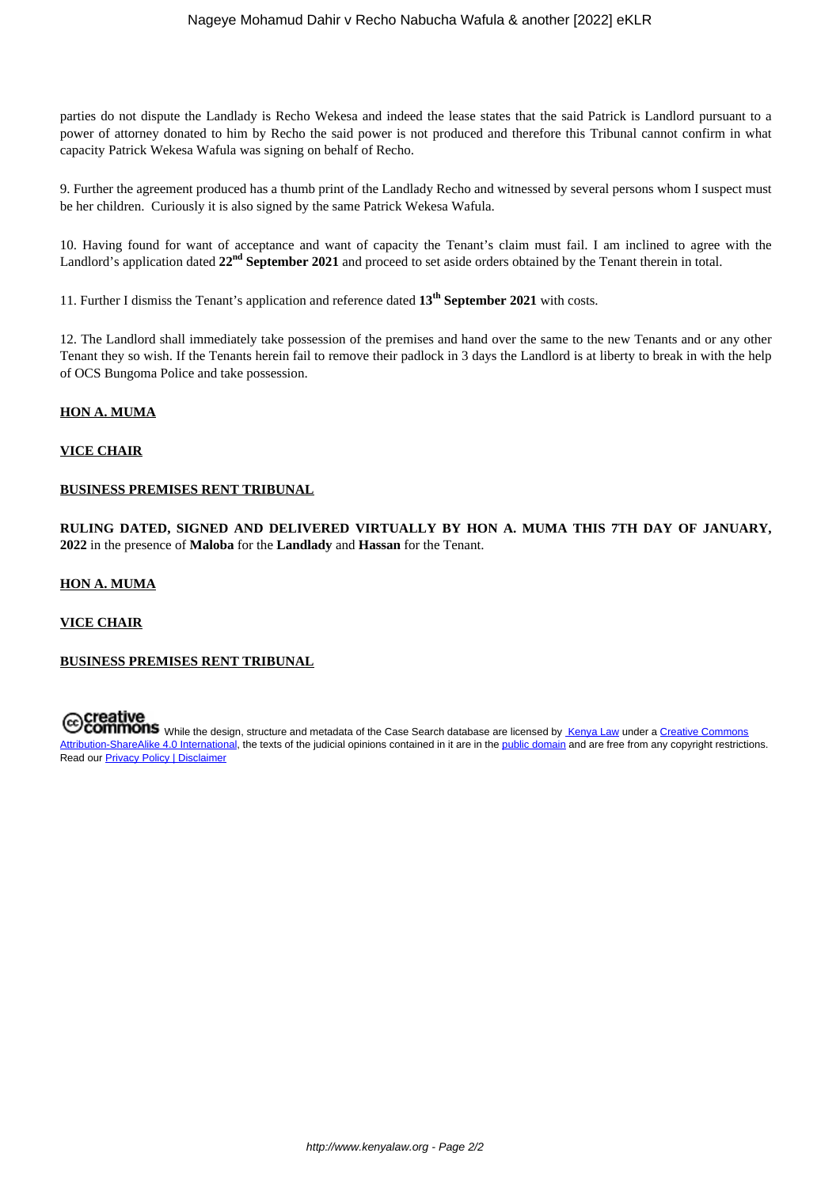parties do not dispute the Landlady is Recho Wekesa and indeed the lease states that the said Patrick is Landlord pursuant to a power of attorney donated to him by Recho the said power is not produced and therefore this Tribunal cannot confirm in what capacity Patrick Wekesa Wafula was signing on behalf of Recho.

9. Further the agreement produced has a thumb print of the Landlady Recho and witnessed by several persons whom I suspect must be her children. Curiously it is also signed by the same Patrick Wekesa Wafula.

10. Having found for want of acceptance and want of capacity the Tenant's claim must fail. I am inclined to agree with the Landlord's application dated **22nd September 2021** and proceed to set aside orders obtained by the Tenant therein in total.

11. Further I dismiss the Tenant's application and reference dated **13th September 2021** with costs.

12. The Landlord shall immediately take possession of the premises and hand over the same to the new Tenants and or any other Tenant they so wish. If the Tenants herein fail to remove their padlock in 3 days the Landlord is at liberty to break in with the help of OCS Bungoma Police and take possession.

**HON A. MUMA**

**VICE CHAIR**

**BUSINESS PREMISES RENT TRIBUNAL**

**RULING DATED, SIGNED AND DELIVERED VIRTUALLY BY HON A. MUMA THIS 7TH DAY OF JANUARY, 2022** in the presence of **Maloba** for the **Landlady** and **Hassan** for the Tenant.

**HON A. MUMA**

**VICE CHAIR**

**BUSINESS PREMISES RENT TRIBUNAL**

While the design, structure and metadata of the Case Search database are licensed by Kenya Law under a Creative Commons Attribution-ShareAlike 4.0 International, the texts of the judicial opinions contained in it are in the public domain and are free from any copyright restrictions. Read our Privacy Policy | Disclaimer